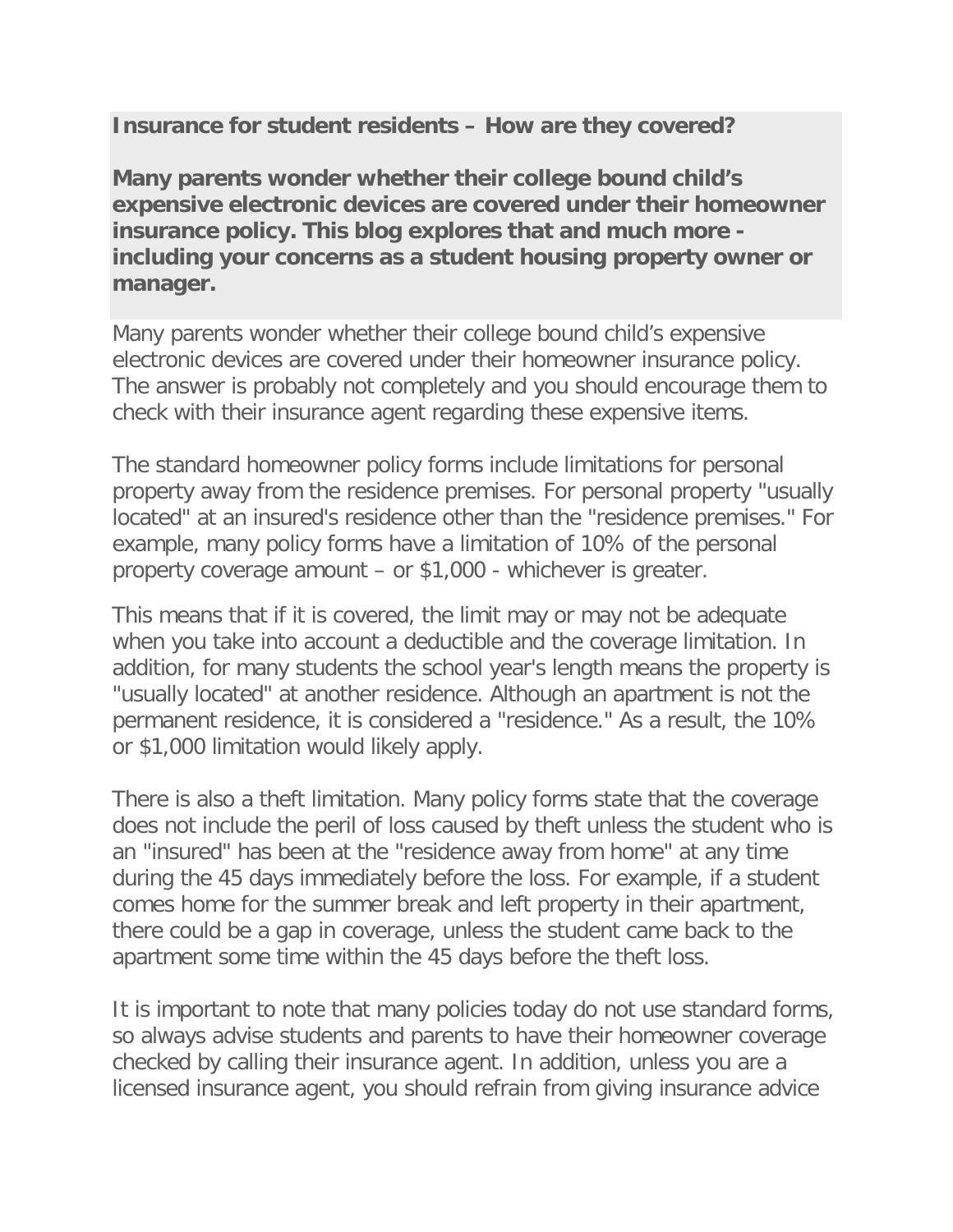**Insurance for student residents – How are they covered?**

**Many parents wonder whether their college bound child's expensive electronic devices are covered under their homeowner insurance policy. This blog explores that and much more - including your concerns as a student housing property owner or manager.**

Many parents wonder whether their college bound child's expensive electronic devices are covered under their homeowner insurance policy. The answer is probably not completely and you should encourage them to check with their insurance agent regarding these expensive items.

The standard homeowner policy forms include limitations for personal property away from the residence premises. For personal property "usually located" at an insured's residence other than the "residence premises." For example, many policy forms have a limitation of 10% of the personal property coverage amount – or $1,000 - whichever is greater.

This means that if it is covered, the limit may or may not be adequate when you take into account a deductible and the coverage limitation. In addition, for many students the school year's length means the property is "usually located" at another residence. Although an apartment is not the permanent residence, it is considered a "residence." As a result, the 10% or $1,000 limitation would likely apply.

There is also a theft limitation. Many policy forms state that the coverage does not include the peril of loss caused by theft unless the student who is an "insured" has been at the "residence away from home" at any time during the 45 days immediately before the loss. For example, if a student comes home for the summer break and left property in their apartment, there could be a gap in coverage, unless the student came back to the apartment some time within the 45 days before the theft loss.

It is important to note that many policies today do not use standard forms, so always advise students and parents to have their homeowner coverage checked by calling their insurance agent. In addition, unless you are a licensed insurance agent, you should refrain from giving insurance advice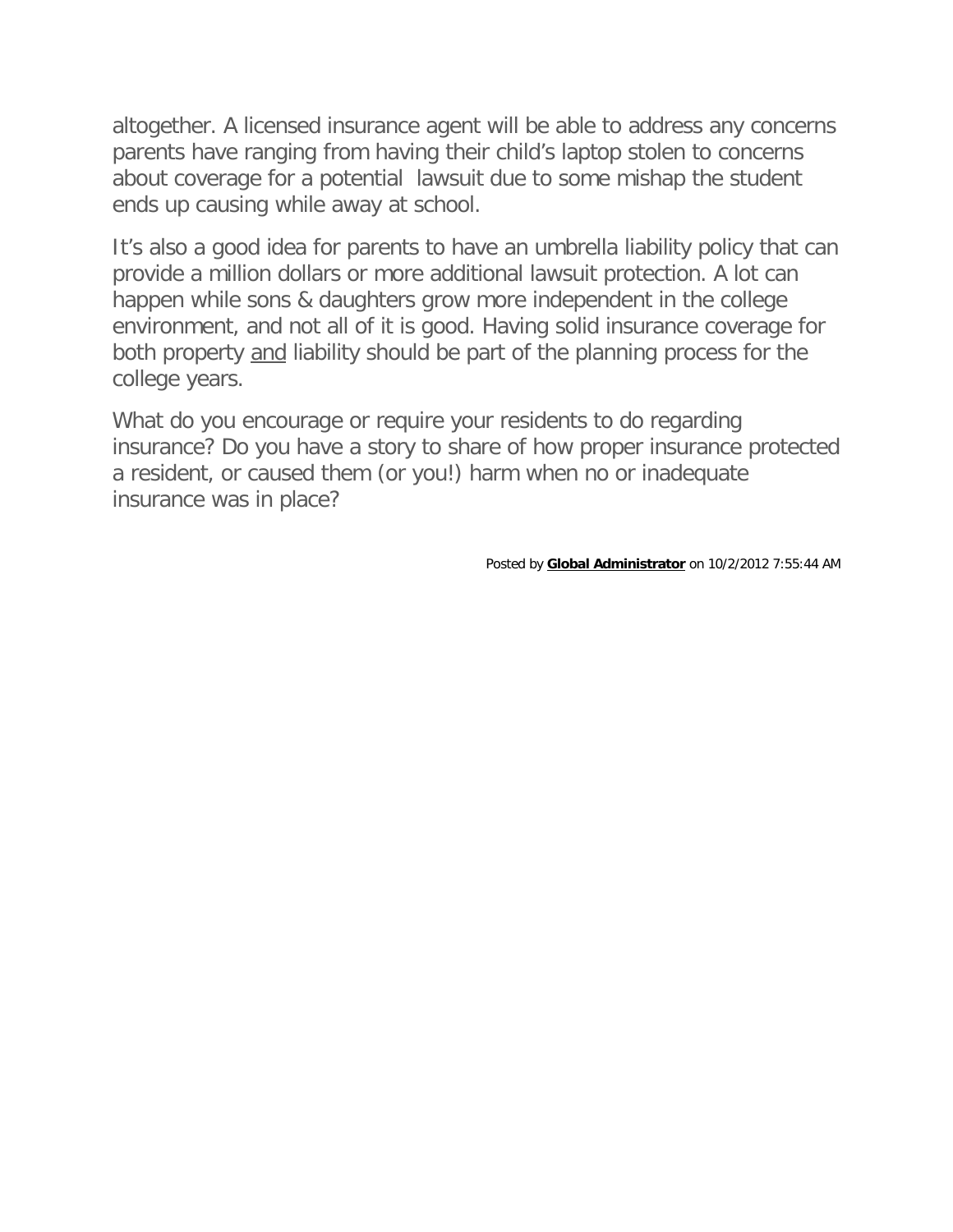altogether. A licensed insurance agent will be able to address any concerns parents have ranging from having their child's laptop stolen to concerns about coverage for a potential lawsuit due to some mishap the student ends up causing while away at school.

It's also a good idea for parents to have an umbrella liability policy that can provide a million dollars or more additional lawsuit protection. A lot can happen while sons & daughters grow more independent in the college environment, and not all of it is good. Having solid insurance coverage for both property <u>and</u> liability should be part of the planning process for the college years.

What do you encourage or require your residents to do regarding insurance? Do you have a story to share of how proper insurance protected a resident, or caused them (or you!) harm when no or inadequate insurance was in place?

Posted by **Global Administrator** on 10/2/2012 7:55:44 AM